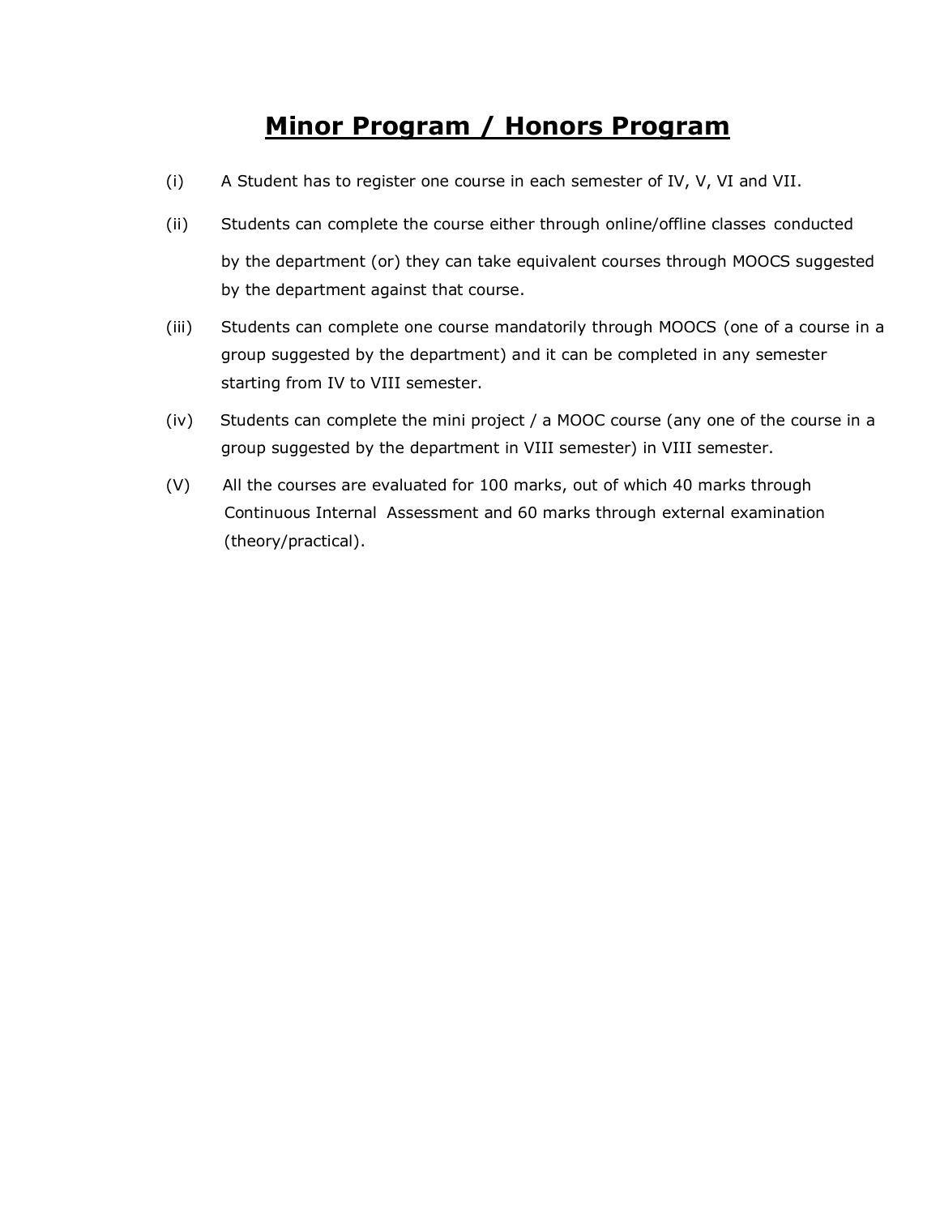# Minor Program / Honors Program

(i) A Student has to register one course in each semester of IV, V, VI and VII.

(ii) Students can complete the course either through online/offline classes conducted by the department (or) they can take equivalent courses through MOOCS suggested by the department against that course.

(iii) Students can complete one course mandatorily through MOOCS (one of a course in a group suggested by the department) and it can be completed in any semester starting from IV to VIII semester.

(iv) Students can complete the mini project / a MOOC course (any one of the course in a group suggested by the department in VIII semester) in VIII semester.

(V) All the courses are evaluated for 100 marks, out of which 40 marks through Continuous Internal Assessment and 60 marks through external examination (theory/practical).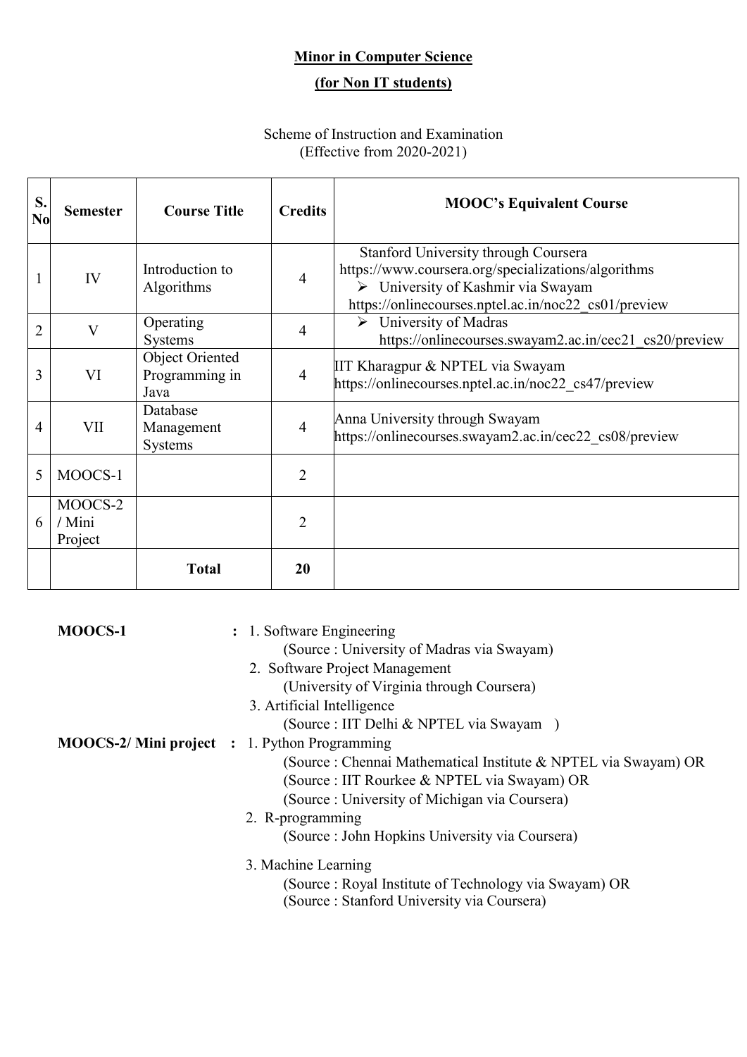## Minor in Computer Science

## (for Non IT students)

Scheme of Instruction and Examination
(Effective from 2020-2021)

| S. No | Semester | Course Title | Credits | MOOC's Equivalent Course |
|---|---|---|---|---|
| 1 | IV | Introduction to Algorithms | 4 | Stanford University through Coursera https://www.coursera.org/specializations/algorithms ➢ University of Kashmir via Swayam https://onlinecourses.nptel.ac.in/noc22_cs01/preview |
| 2 | V | Operating Systems | 4 | ➢ University of Madras https://onlinecourses.swayam2.ac.in/cec21_cs20/preview |
| 3 | VI | Object Oriented Programming in Java | 4 | IIT Kharagpur & NPTEL via Swayam https://onlinecourses.nptel.ac.in/noc22_cs47/preview |
| 4 | VII | Database Management Systems | 4 | Anna University through Swayam https://onlinecourses.swayam2.ac.in/cec22_cs08/preview |
| 5 | MOOCS-1 | | 2 | |
| 6 | MOOCS-2 / Mini Project | | 2 | |
| | | **Total** | **20** | |

**MOOCS-1** :

1. Software Engineering
   (Source : University of Madras via Swayam)
2. Software Project Management
   (University of Virginia through Coursera)
3. Artificial Intelligence
   (Source : IIT Delhi & NPTEL via Swayam )

**MOOCS-2/ Mini project** :

1. Python Programming
   (Source : Chennai Mathematical Institute & NPTEL via Swayam) OR
   (Source : IIT Rourkee & NPTEL via Swayam) OR
   (Source : University of Michigan via Coursera)
2. R-programming
   (Source : John Hopkins University via Coursera)
3. Machine Learning
   (Source : Royal Institute of Technology via Swayam) OR
   (Source : Stanford University via Coursera)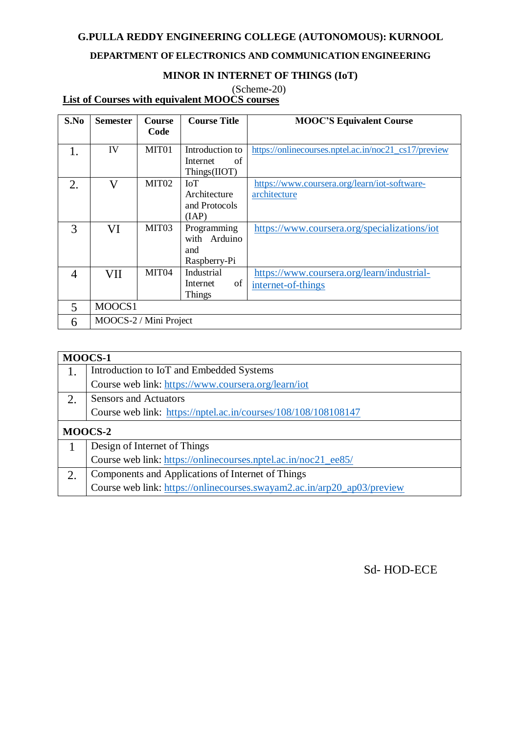**G.PULLA REDDY ENGINEERING COLLEGE (AUTONOMOUS): KURNOOL**

**DEPARTMENT OF ELECTRONICS AND COMMUNICATION ENGINEERING**

**MINOR IN INTERNET OF THINGS (IoT)**

(Scheme-20)

**List of Courses with equivalent MOOCS courses**

| S.No | Semester | Course Code | Course Title | MOOC'S Equivalent Course |
|---|---|---|---|---|
| 1. | IV | MIT01 | Introduction to Internet of Things(IIOT) | https://onlinecourses.nptel.ac.in/noc21_cs17/preview |
| 2. | V | MIT02 | IoT Architecture and Protocols (IAP) | https://www.coursera.org/learn/iot-software-architecture |
| 3 | VI | MIT03 | Programming with Arduino and Raspberry-Pi | https://www.coursera.org/specializations/iot |
| 4 | VII | MIT04 | Industrial Internet of Things | https://www.coursera.org/learn/industrial-internet-of-things |
| 5 | MOOCS1 | | | |
| 6 | MOOCS-2 / Mini Project | | | |

| **MOOCS-1** | |
|---|---|
| 1. | Introduction to IoT and Embedded Systems<br>Course web link: https://www.coursera.org/learn/iot |
| 2. | Sensors and Actuators<br>Course web link: https://nptel.ac.in/courses/108/108/108108147 |
| **MOOCS-2** | |
| 1 | Design of Internet of Things<br>Course web link: https://onlinecourses.nptel.ac.in/noc21_ee85/ |
| 2. | Components and Applications of Internet of Things<br>Course web link: https://onlinecourses.swayam2.ac.in/arp20_ap03/preview |

Sd- HOD-ECE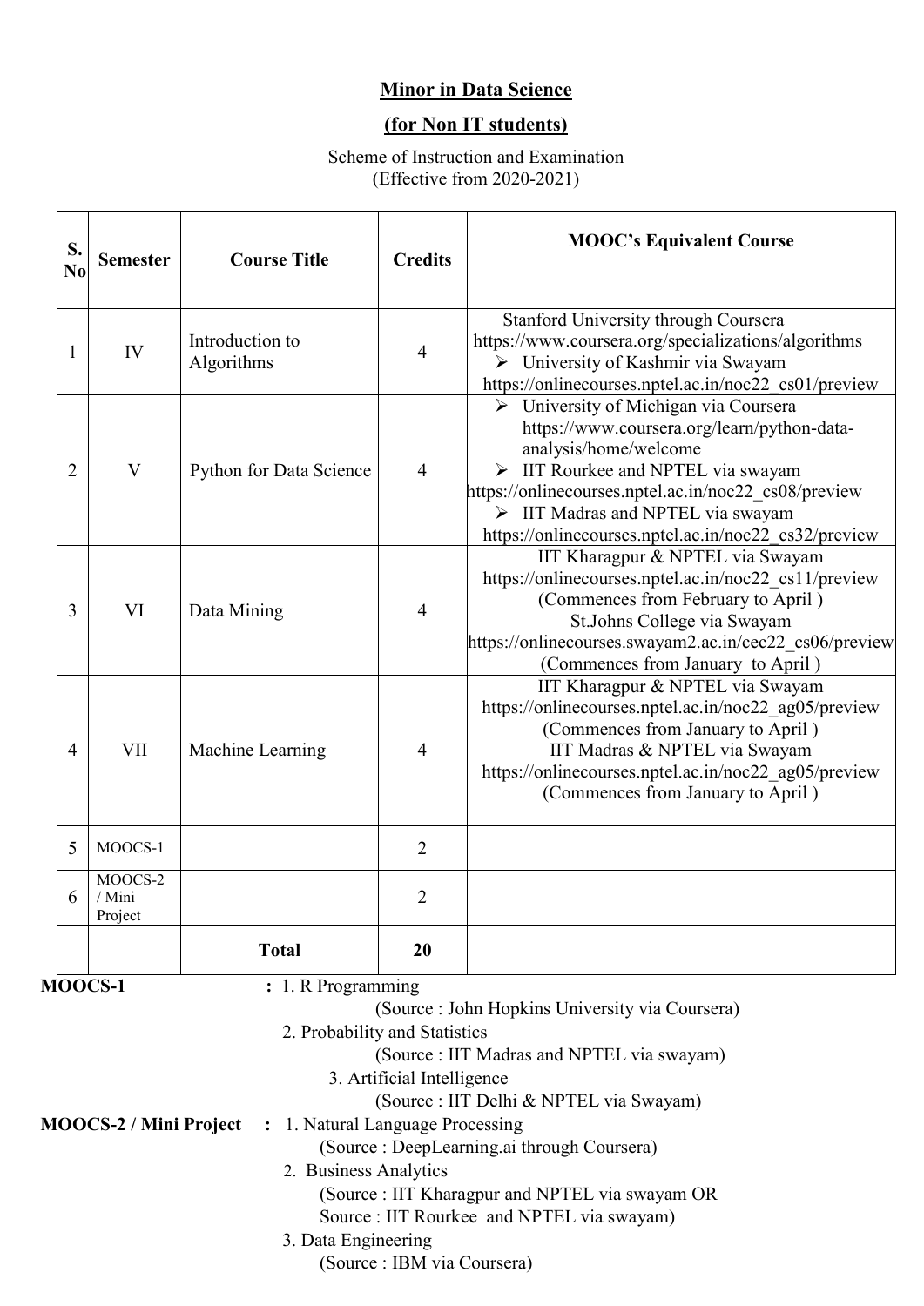## Minor in Data Science

## (for Non IT students)

Scheme of Instruction and Examination
(Effective from 2020-2021)

| S. No | Semester | Course Title | Credits | MOOC's Equivalent Course |
|---|---|---|---|---|
| 1 | IV | Introduction to Algorithms | 4 | Stanford University through Coursera https://www.coursera.org/specializations/algorithms ➢ University of Kashmir via Swayam https://onlinecourses.nptel.ac.in/noc22_cs01/preview |
| 2 | V | Python for Data Science | 4 | ➢ University of Michigan via Coursera https://www.coursera.org/learn/python-data-analysis/home/welcome ➢ IIT Rourkee and NPTEL via swayam https://onlinecourses.nptel.ac.in/noc22_cs08/preview ➢ IIT Madras and NPTEL via swayam https://onlinecourses.nptel.ac.in/noc22_cs32/preview |
| 3 | VI | Data Mining | 4 | IIT Kharagpur & NPTEL via Swayam https://onlinecourses.nptel.ac.in/noc22_cs11/preview (Commences from February to April ) St.Johns College via Swayam https://onlinecourses.swayam2.ac.in/cec22_cs06/preview (Commences from January to April ) |
| 4 | VII | Machine Learning | 4 | IIT Kharagpur & NPTEL via Swayam https://onlinecourses.nptel.ac.in/noc22_ag05/preview (Commences from January to April ) IIT Madras & NPTEL via Swayam https://onlinecourses.nptel.ac.in/noc22_ag05/preview (Commences from January to April ) |
| 5 | MOOCS-1 | | 2 | |
| 6 | MOOCS-2 / Mini Project | | 2 | |
| | | **Total** | **20** | |

**MOOCS-1** : 1. R Programming
(Source : John Hopkins University via Coursera)
2. Probability and Statistics
(Source : IIT Madras and NPTEL via swayam)
3. Artificial Intelligence
(Source : IIT Delhi & NPTEL via Swayam)

**MOOCS-2 / Mini Project** : 1. Natural Language Processing
(Source : DeepLearning.ai through Coursera)
2. Business Analytics
(Source : IIT Kharagpur and NPTEL via swayam OR
Source : IIT Rourkee and NPTEL via swayam)
3. Data Engineering
(Source : IBM via Coursera)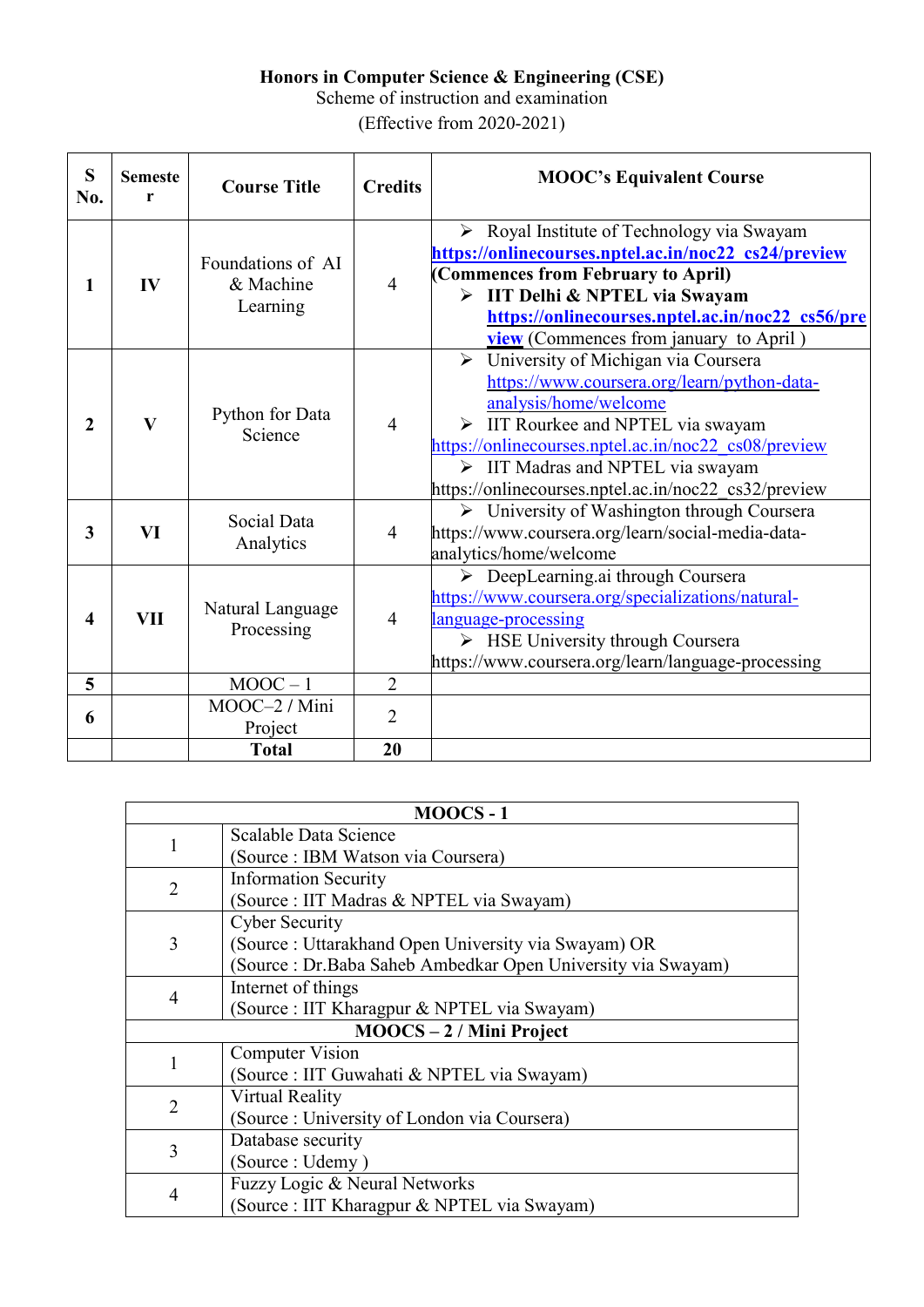**Honors in Computer Science & Engineering (CSE)**
Scheme of instruction and examination
(Effective from 2020-2021)

| S No. | Semester | Course Title | Credits | MOOC's Equivalent Course |
|---|---|---|---|---|
| 1 | IV | Foundations of AI & Machine Learning | 4 | ➢ Royal Institute of Technology via Swayam **https://onlinecourses.nptel.ac.in/noc22_cs24/preview** **(Commences from February to April)** ➢ **IIT Delhi & NPTEL via Swayam** **https://onlinecourses.nptel.ac.in/noc22_cs56/preview** (Commences from january to April ) |
| 2 | V | Python for Data Science | 4 | ➢ University of Michigan via Coursera https://www.coursera.org/learn/python-data-analysis/home/welcome ➢ IIT Rourkee and NPTEL via swayam https://onlinecourses.nptel.ac.in/noc22_cs08/preview ➢ IIT Madras and NPTEL via swayam https://onlinecourses.nptel.ac.in/noc22_cs32/preview |
| 3 | VI | Social Data Analytics | 4 | ➢ University of Washington through Coursera https://www.coursera.org/learn/social-media-data-analytics/home/welcome |
| 4 | VII | Natural Language Processing | 4 | ➢ DeepLearning.ai through Coursera https://www.coursera.org/specializations/natural-language-processing ➢ HSE University through Coursera https://www.coursera.org/learn/language-processing |
| 5 | | MOOC – 1 | 2 | |
| 6 | | MOOC–2 / Mini Project | 2 | |
| | | **Total** | **20** | |

| **MOOCS - 1** | |
|---|---|
| 1 | Scalable Data Science (Source : IBM Watson via Coursera) |
| 2 | Information Security (Source : IIT Madras & NPTEL via Swayam) |
| 3 | Cyber Security (Source : Uttarakhand Open University via Swayam) OR (Source : Dr.Baba Saheb Ambedkar Open University via Swayam) |
| 4 | Internet of things (Source : IIT Kharagpur & NPTEL via Swayam) |
| **MOOCS – 2 / Mini Project** | |
| 1 | Computer Vision (Source : IIT Guwahati & NPTEL via Swayam) |
| 2 | Virtual Reality (Source : University of London via Coursera) |
| 3 | Database security (Source : Udemy ) |
| 4 | Fuzzy Logic & Neural Networks (Source : IIT Kharagpur & NPTEL via Swayam) |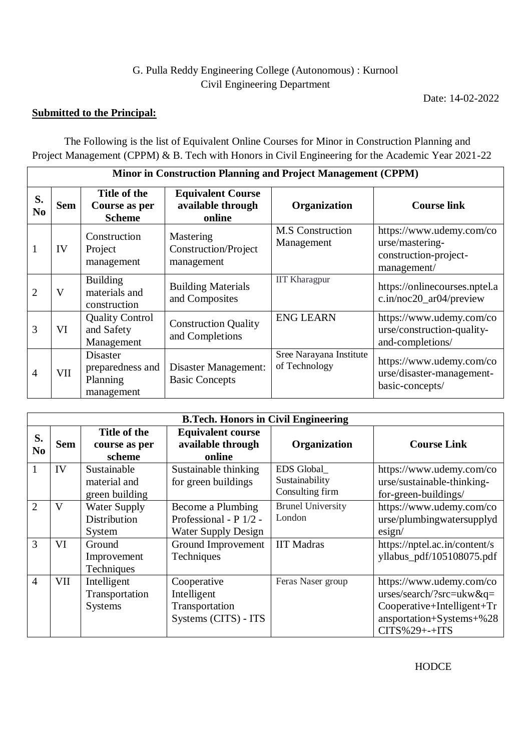G. Pulla Reddy Engineering College (Autonomous) : Kurnool
Civil Engineering Department

Date: 14-02-2022

**Submitted to the Principal:**

The Following is the list of Equivalent Online Courses for Minor in Construction Planning and Project Management (CPPM) & B. Tech with Honors in Civil Engineering for the Academic Year 2021-22

| **Minor in Construction Planning and Project Management (CPPM)** | | | | | |
|---|---|---|---|---|---|
| **S. No** | **Sem** | **Title of the Course as per Scheme** | **Equivalent Course available through online** | **Organization** | **Course link** |
| 1 | IV | Construction Project management | Mastering Construction/Project management | M.S Construction Management | https://www.udemy.com/course/mastering-construction-project-management/ |
| 2 | V | Building materials and construction | Building Materials and Composites | IIT Kharagpur | https://onlinecourses.nptel.ac.in/noc20_ar04/preview |
| 3 | VI | Quality Control and Safety Management | Construction Quality and Completions | ENG LEARN | https://www.udemy.com/course/construction-quality-and-completions/ |
| 4 | VII | Disaster preparedness and Planning management | Disaster Management: Basic Concepts | Sree Narayana Institute of Technology | https://www.udemy.com/course/disaster-management-basic-concepts/ |

| **B.Tech. Honors in Civil Engineering** | | | | | |
|---|---|---|---|---|---|
| **S. No** | **Sem** | **Title of the course as per scheme** | **Equivalent course available through online** | **Organization** | **Course Link** |
| 1 | IV | Sustainable material and green building | Sustainable thinking for green buildings | EDS Global_ Sustainability Consulting firm | https://www.udemy.com/course/sustainable-thinking-for-green-buildings/ |
| 2 | V | Water Supply Distribution System | Become a Plumbing Professional - P 1/2 - Water Supply Design | Brunel University London | https://www.udemy.com/course/plumbingwatersupplydesign/ |
| 3 | VI | Ground Improvement Techniques | Ground Improvement Techniques | IIT Madras | https://nptel.ac.in/content/syllabus_pdf/105108075.pdf |
| 4 | VII | Intelligent Transportation Systems | Cooperative Intelligent Transportation Systems (CITS) - ITS | Feras Naser group | https://www.udemy.com/courses/search/?src=ukw&q=Cooperative+Intelligent+Transportation+Systems+%28CITS%29+-+ITS |

HODCE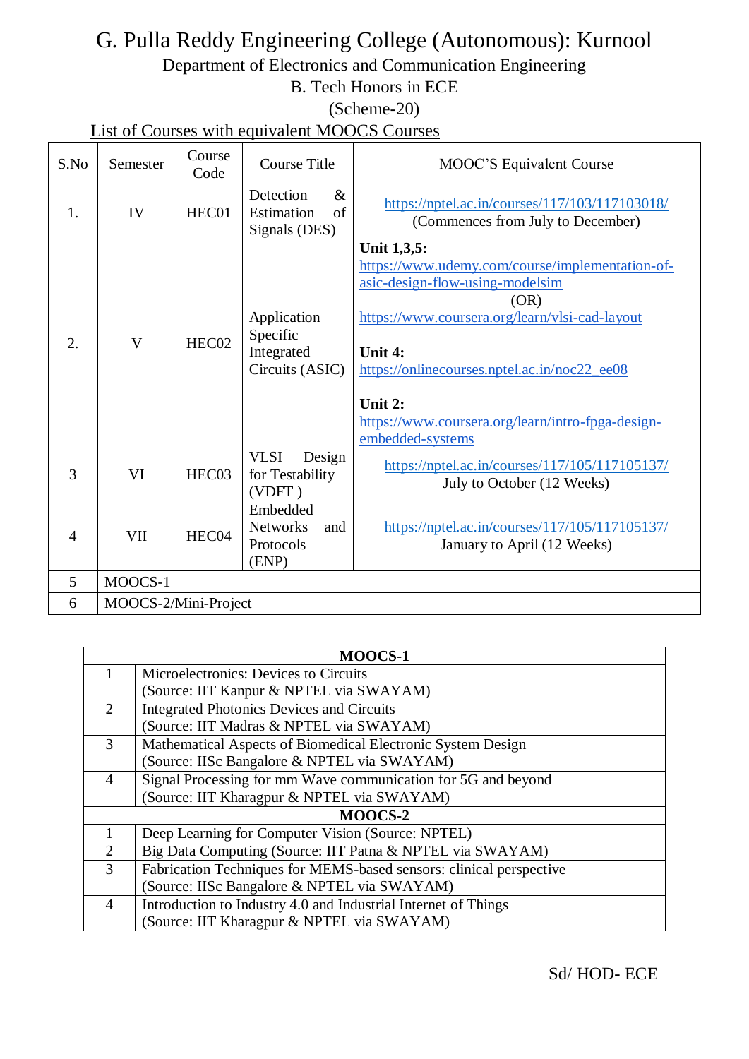# G. Pulla Reddy Engineering College (Autonomous): Kurnool

## Department of Electronics and Communication Engineering

## B. Tech Honors in ECE

## (Scheme-20)

List of Courses with equivalent MOOCS Courses

| S.No | Semester | Course Code | Course Title | MOOC'S Equivalent Course |
|---|---|---|---|---|
| 1. | IV | HEC01 | Detection & Estimation of Signals (DES) | https://nptel.ac.in/courses/117/103/117103018/ (Commences from July to December) |
| 2. | V | HEC02 | Application Specific Integrated Circuits (ASIC) | **Unit 1,3,5:** https://www.udemy.com/course/implementation-of-asic-design-flow-using-modelsim (OR) https://www.coursera.org/learn/vlsi-cad-layout **Unit 4:** https://onlinecourses.nptel.ac.in/noc22_ee08 **Unit 2:** https://www.coursera.org/learn/intro-fpga-design-embedded-systems |
| 3 | VI | HEC03 | VLSI Design for Testability (VDFT ) | https://nptel.ac.in/courses/117/105/117105137/ July to October (12 Weeks) |
| 4 | VII | HEC04 | Embedded Networks and Protocols (ENP) | https://nptel.ac.in/courses/117/105/117105137/ January to April (12 Weeks) |
| 5 | MOOCS-1 | | | |
| 6 | MOOCS-2/Mini-Project | | | |

| **MOOCS-1** | |
|---|---|
| 1 | Microelectronics: Devices to Circuits (Source: IIT Kanpur & NPTEL via SWAYAM) |
| 2 | Integrated Photonics Devices and Circuits (Source: IIT Madras & NPTEL via SWAYAM) |
| 3 | Mathematical Aspects of Biomedical Electronic System Design (Source: IISc Bangalore & NPTEL via SWAYAM) |
| 4 | Signal Processing for mm Wave communication for 5G and beyond (Source: IIT Kharagpur & NPTEL via SWAYAM) |
| **MOOCS-2** | |
| 1 | Deep Learning for Computer Vision (Source: NPTEL) |
| 2 | Big Data Computing (Source: IIT Patna & NPTEL via SWAYAM) |
| 3 | Fabrication Techniques for MEMS-based sensors: clinical perspective (Source: IISc Bangalore & NPTEL via SWAYAM) |
| 4 | Introduction to Industry 4.0 and Industrial Internet of Things (Source: IIT Kharagpur & NPTEL via SWAYAM) |

Sd/ HOD- ECE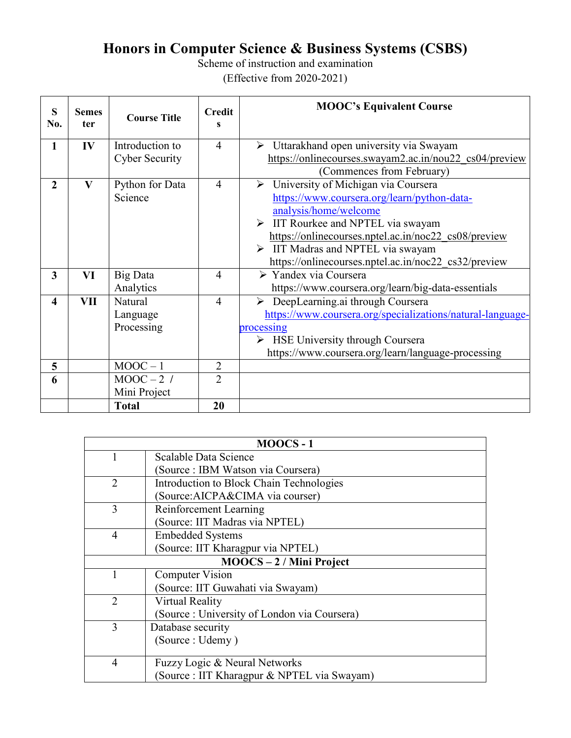# Honors in Computer Science & Business Systems (CSBS)

Scheme of instruction and examination

(Effective from 2020-2021)

| S No. | Semester | Course Title | Credits | MOOC's Equivalent Course |
|---|---|---|---|---|
| 1 | IV | Introduction to Cyber Security | 4 | ➢ Uttarakhand open university via Swayam https://onlinecourses.swayam2.ac.in/nou22_cs04/preview (Commences from February) |
| 2 | V | Python for Data Science | 4 | ➢ University of Michigan via Coursera https://www.coursera.org/learn/python-data-analysis/home/welcome ➢ IIT Rourkee and NPTEL via swayam https://onlinecourses.nptel.ac.in/noc22_cs08/preview ➢ IIT Madras and NPTEL via swayam https://onlinecourses.nptel.ac.in/noc22_cs32/preview |
| 3 | VI | Big Data Analytics | 4 | ➢ Yandex via Coursera https://www.coursera.org/learn/big-data-essentials |
| 4 | VII | Natural Language Processing | 4 | ➢ DeepLearning.ai through Coursera https://www.coursera.org/specializations/natural-language-processing ➢ HSE University through Coursera https://www.coursera.org/learn/language-processing |
| 5 | | MOOC – 1 | 2 | |
| 6 | | MOOC – 2 / Mini Project | 2 | |
| | | **Total** | **20** | |

| **MOOCS - 1** | |
|---|---|
| 1 | Scalable Data Science (Source : IBM Watson via Coursera) |
| 2 | Introduction to Block Chain Technologies (Source:AICPA&CIMA via courser) |
| 3 | Reinforcement Learning (Source: IIT Madras via NPTEL) |
| 4 | Embedded Systems (Source: IIT Kharagpur via NPTEL) |
| **MOOCS – 2 / Mini Project** | |
| 1 | Computer Vision (Source: IIT Guwahati via Swayam) |
| 2 | Virtual Reality (Source : University of London via Coursera) |
| 3 | Database security (Source : Udemy ) |
| 4 | Fuzzy Logic & Neural Networks (Source : IIT Kharagpur & NPTEL via Swayam) |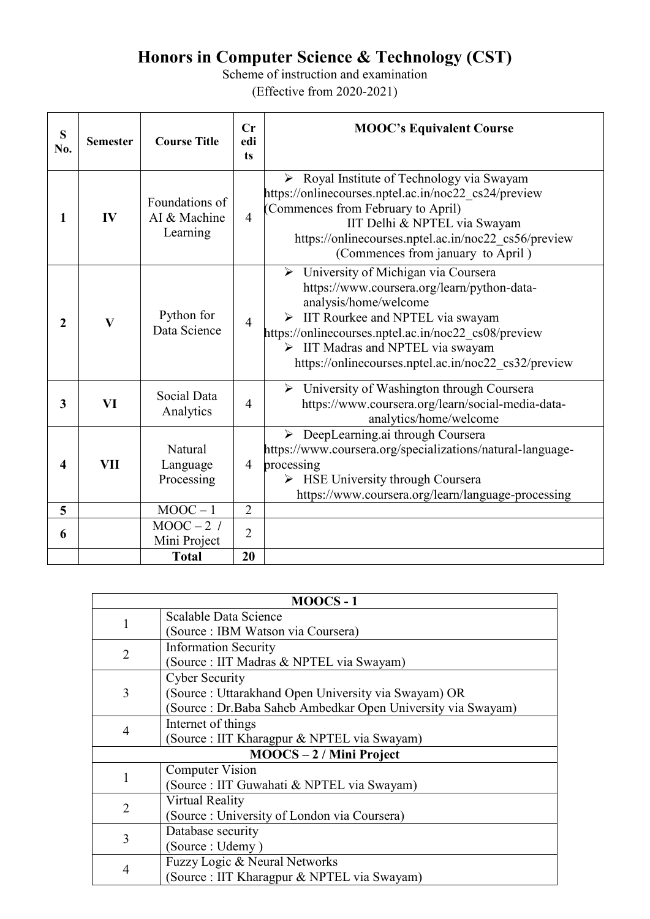# Honors in Computer Science & Technology (CST)

Scheme of instruction and examination

(Effective from 2020-2021)

| S No. | Semester | Course Title | Credits | MOOC's Equivalent Course |
|---|---|---|---|---|
| 1 | IV | Foundations of AI & Machine Learning | 4 | ➢ Royal Institute of Technology via Swayam https://onlinecourses.nptel.ac.in/noc22_cs24/preview (Commences from February to April) IIT Delhi & NPTEL via Swayam https://onlinecourses.nptel.ac.in/noc22_cs56/preview (Commences from january to April ) |
| 2 | V | Python for Data Science | 4 | ➢ University of Michigan via Coursera https://www.coursera.org/learn/python-data-analysis/home/welcome ➢ IIT Rourkee and NPTEL via swayam https://onlinecourses.nptel.ac.in/noc22_cs08/preview ➢ IIT Madras and NPTEL via swayam https://onlinecourses.nptel.ac.in/noc22_cs32/preview |
| 3 | VI | Social Data Analytics | 4 | ➢ University of Washington through Coursera https://www.coursera.org/learn/social-media-data-analytics/home/welcome |
| 4 | VII | Natural Language Processing | 4 | ➢ DeepLearning.ai through Coursera https://www.coursera.org/specializations/natural-language-processing ➢ HSE University through Coursera https://www.coursera.org/learn/language-processing |
| 5 | | MOOC – 1 | 2 | |
| 6 | | MOOC – 2 / Mini Project | 2 | |
| | | **Total** | **20** | |

| | |
|---|---|
| **MOOCS - 1** | |
| 1 | Scalable Data Science (Source : IBM Watson via Coursera) |
| 2 | Information Security (Source : IIT Madras & NPTEL via Swayam) |
| 3 | Cyber Security (Source : Uttarakhand Open University via Swayam) OR (Source : Dr.Baba Saheb Ambedkar Open University via Swayam) |
| 4 | Internet of things (Source : IIT Kharagpur & NPTEL via Swayam) |
| **MOOCS – 2 / Mini Project** | |
| 1 | Computer Vision (Source : IIT Guwahati & NPTEL via Swayam) |
| 2 | Virtual Reality (Source : University of London via Coursera) |
| 3 | Database security (Source : Udemy ) |
| 4 | Fuzzy Logic & Neural Networks (Source : IIT Kharagpur & NPTEL via Swayam) |